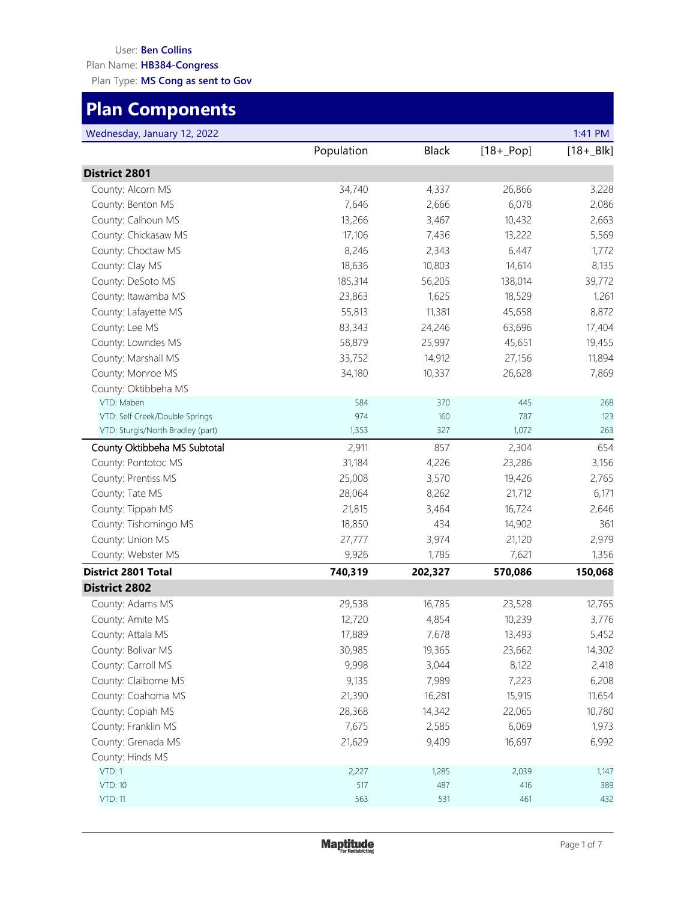User: **Ben Collins**
Plan Name: **HB384-Congress**
Plan Type: **MS Cong as sent to Gov**

# Plan Components

Wednesday, January 12, 2022 1:41 PM

| | Population | Black | [18+_Pop] | [18+_Blk] |
|---|---|---|---|---|
| **District 2801** | | | | |
| County: Alcorn MS | 34,740 | 4,337 | 26,866 | 3,228 |
| County: Benton MS | 7,646 | 2,666 | 6,078 | 2,086 |
| County: Calhoun MS | 13,266 | 3,467 | 10,432 | 2,663 |
| County: Chickasaw MS | 17,106 | 7,436 | 13,222 | 5,569 |
| County: Choctaw MS | 8,246 | 2,343 | 6,447 | 1,772 |
| County: Clay MS | 18,636 | 10,803 | 14,614 | 8,135 |
| County: DeSoto MS | 185,314 | 56,205 | 138,014 | 39,772 |
| County: Itawamba MS | 23,863 | 1,625 | 18,529 | 1,261 |
| County: Lafayette MS | 55,813 | 11,381 | 45,658 | 8,872 |
| County: Lee MS | 83,343 | 24,246 | 63,696 | 17,404 |
| County: Lowndes MS | 58,879 | 25,997 | 45,651 | 19,455 |
| County: Marshall MS | 33,752 | 14,912 | 27,156 | 11,894 |
| County: Monroe MS | 34,180 | 10,337 | 26,628 | 7,869 |
| County: Oktibbeha MS | | | | |
| VTD: Maben | 584 | 370 | 445 | 268 |
| VTD: Self Creek/Double Springs | 974 | 160 | 787 | 123 |
| VTD: Sturgis/North Bradley (part) | 1,353 | 327 | 1,072 | 263 |
| County Oktibbeha MS Subtotal | 2,911 | 857 | 2,304 | 654 |
| County: Pontotoc MS | 31,184 | 4,226 | 23,286 | 3,156 |
| County: Prentiss MS | 25,008 | 3,570 | 19,426 | 2,765 |
| County: Tate MS | 28,064 | 8,262 | 21,712 | 6,171 |
| County: Tippah MS | 21,815 | 3,464 | 16,724 | 2,646 |
| County: Tishomingo MS | 18,850 | 434 | 14,902 | 361 |
| County: Union MS | 27,777 | 3,974 | 21,120 | 2,979 |
| County: Webster MS | 9,926 | 1,785 | 7,621 | 1,356 |
| **District 2801 Total** | **740,319** | **202,327** | **570,086** | **150,068** |
| **District 2802** | | | | |
| County: Adams MS | 29,538 | 16,785 | 23,528 | 12,765 |
| County: Amite MS | 12,720 | 4,854 | 10,239 | 3,776 |
| County: Attala MS | 17,889 | 7,678 | 13,493 | 5,452 |
| County: Bolivar MS | 30,985 | 19,365 | 23,662 | 14,302 |
| County: Carroll MS | 9,998 | 3,044 | 8,122 | 2,418 |
| County: Claiborne MS | 9,135 | 7,989 | 7,223 | 6,208 |
| County: Coahoma MS | 21,390 | 16,281 | 15,915 | 11,654 |
| County: Copiah MS | 28,368 | 14,342 | 22,065 | 10,780 |
| County: Franklin MS | 7,675 | 2,585 | 6,069 | 1,973 |
| County: Grenada MS | 21,629 | 9,409 | 16,697 | 6,992 |
| County: Hinds MS | | | | |
| VTD: 1 | 2,227 | 1,285 | 2,039 | 1,147 |
| VTD: 10 | 517 | 487 | 416 | 389 |
| VTD: 11 | 563 | 531 | 461 | 432 |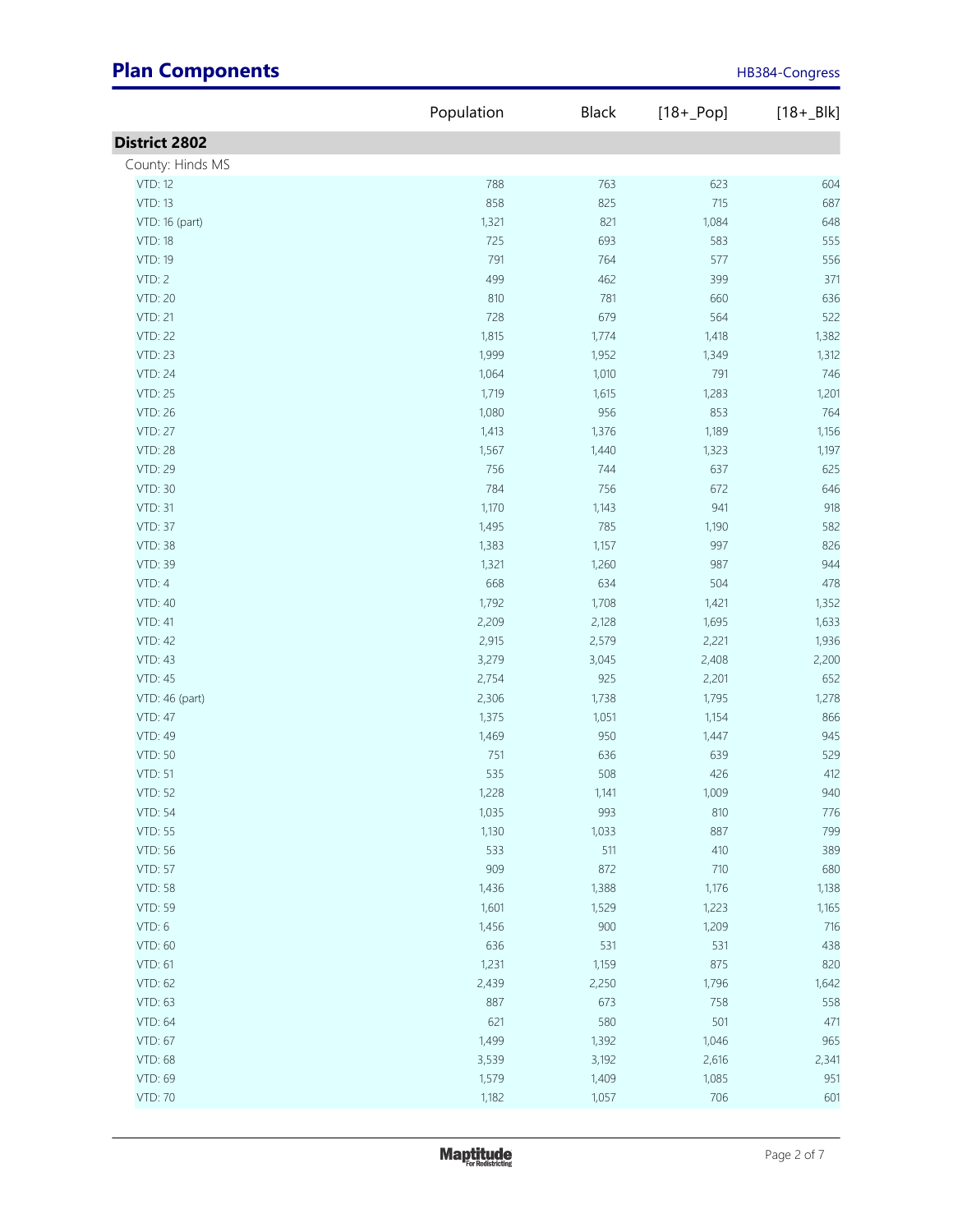## Plan Components

|  | Population | Black | [18+_Pop] | [18+_Blk] |
|---|---|---|---|---|
| **District 2802** | | | | |
| County: Hinds MS | | | | |
| VTD: 12 | 788 | 763 | 623 | 604 |
| VTD: 13 | 858 | 825 | 715 | 687 |
| VTD: 16 (part) | 1,321 | 821 | 1,084 | 648 |
| VTD: 18 | 725 | 693 | 583 | 555 |
| VTD: 19 | 791 | 764 | 577 | 556 |
| VTD: 2 | 499 | 462 | 399 | 371 |
| VTD: 20 | 810 | 781 | 660 | 636 |
| VTD: 21 | 728 | 679 | 564 | 522 |
| VTD: 22 | 1,815 | 1,774 | 1,418 | 1,382 |
| VTD: 23 | 1,999 | 1,952 | 1,349 | 1,312 |
| VTD: 24 | 1,064 | 1,010 | 791 | 746 |
| VTD: 25 | 1,719 | 1,615 | 1,283 | 1,201 |
| VTD: 26 | 1,080 | 956 | 853 | 764 |
| VTD: 27 | 1,413 | 1,376 | 1,189 | 1,156 |
| VTD: 28 | 1,567 | 1,440 | 1,323 | 1,197 |
| VTD: 29 | 756 | 744 | 637 | 625 |
| VTD: 30 | 784 | 756 | 672 | 646 |
| VTD: 31 | 1,170 | 1,143 | 941 | 918 |
| VTD: 37 | 1,495 | 785 | 1,190 | 582 |
| VTD: 38 | 1,383 | 1,157 | 997 | 826 |
| VTD: 39 | 1,321 | 1,260 | 987 | 944 |
| VTD: 4 | 668 | 634 | 504 | 478 |
| VTD: 40 | 1,792 | 1,708 | 1,421 | 1,352 |
| VTD: 41 | 2,209 | 2,128 | 1,695 | 1,633 |
| VTD: 42 | 2,915 | 2,579 | 2,221 | 1,936 |
| VTD: 43 | 3,279 | 3,045 | 2,408 | 2,200 |
| VTD: 45 | 2,754 | 925 | 2,201 | 652 |
| VTD: 46 (part) | 2,306 | 1,738 | 1,795 | 1,278 |
| VTD: 47 | 1,375 | 1,051 | 1,154 | 866 |
| VTD: 49 | 1,469 | 950 | 1,447 | 945 |
| VTD: 50 | 751 | 636 | 639 | 529 |
| VTD: 51 | 535 | 508 | 426 | 412 |
| VTD: 52 | 1,228 | 1,141 | 1,009 | 940 |
| VTD: 54 | 1,035 | 993 | 810 | 776 |
| VTD: 55 | 1,130 | 1,033 | 887 | 799 |
| VTD: 56 | 533 | 511 | 410 | 389 |
| VTD: 57 | 909 | 872 | 710 | 680 |
| VTD: 58 | 1,436 | 1,388 | 1,176 | 1,138 |
| VTD: 59 | 1,601 | 1,529 | 1,223 | 1,165 |
| VTD: 6 | 1,456 | 900 | 1,209 | 716 |
| VTD: 60 | 636 | 531 | 531 | 438 |
| VTD: 61 | 1,231 | 1,159 | 875 | 820 |
| VTD: 62 | 2,439 | 2,250 | 1,796 | 1,642 |
| VTD: 63 | 887 | 673 | 758 | 558 |
| VTD: 64 | 621 | 580 | 501 | 471 |
| VTD: 67 | 1,499 | 1,392 | 1,046 | 965 |
| VTD: 68 | 3,539 | 3,192 | 2,616 | 2,341 |
| VTD: 69 | 1,579 | 1,409 | 1,085 | 951 |
| VTD: 70 | 1,182 | 1,057 | 706 | 601 |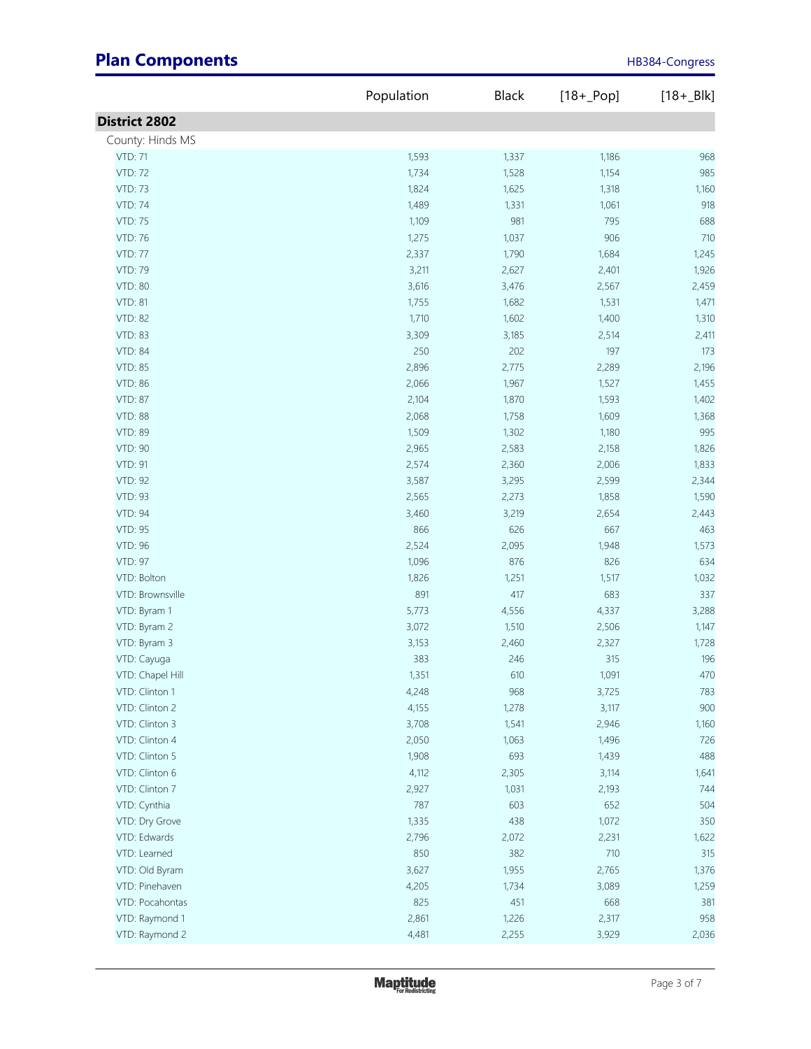## Plan Components

|  | Population | Black | [18+_Pop] | [18+_Blk] |
|---|---|---|---|---|
| **District 2802** | | | | |
| County: Hinds MS | | | | |
| VTD: 71 | 1,593 | 1,337 | 1,186 | 968 |
| VTD: 72 | 1,734 | 1,528 | 1,154 | 985 |
| VTD: 73 | 1,824 | 1,625 | 1,318 | 1,160 |
| VTD: 74 | 1,489 | 1,331 | 1,061 | 918 |
| VTD: 75 | 1,109 | 981 | 795 | 688 |
| VTD: 76 | 1,275 | 1,037 | 906 | 710 |
| VTD: 77 | 2,337 | 1,790 | 1,684 | 1,245 |
| VTD: 79 | 3,211 | 2,627 | 2,401 | 1,926 |
| VTD: 80 | 3,616 | 3,476 | 2,567 | 2,459 |
| VTD: 81 | 1,755 | 1,682 | 1,531 | 1,471 |
| VTD: 82 | 1,710 | 1,602 | 1,400 | 1,310 |
| VTD: 83 | 3,309 | 3,185 | 2,514 | 2,411 |
| VTD: 84 | 250 | 202 | 197 | 173 |
| VTD: 85 | 2,896 | 2,775 | 2,289 | 2,196 |
| VTD: 86 | 2,066 | 1,967 | 1,527 | 1,455 |
| VTD: 87 | 2,104 | 1,870 | 1,593 | 1,402 |
| VTD: 88 | 2,068 | 1,758 | 1,609 | 1,368 |
| VTD: 89 | 1,509 | 1,302 | 1,180 | 995 |
| VTD: 90 | 2,965 | 2,583 | 2,158 | 1,826 |
| VTD: 91 | 2,574 | 2,360 | 2,006 | 1,833 |
| VTD: 92 | 3,587 | 3,295 | 2,599 | 2,344 |
| VTD: 93 | 2,565 | 2,273 | 1,858 | 1,590 |
| VTD: 94 | 3,460 | 3,219 | 2,654 | 2,443 |
| VTD: 95 | 866 | 626 | 667 | 463 |
| VTD: 96 | 2,524 | 2,095 | 1,948 | 1,573 |
| VTD: 97 | 1,096 | 876 | 826 | 634 |
| VTD: Bolton | 1,826 | 1,251 | 1,517 | 1,032 |
| VTD: Brownsville | 891 | 417 | 683 | 337 |
| VTD: Byram 1 | 5,773 | 4,556 | 4,337 | 3,288 |
| VTD: Byram 2 | 3,072 | 1,510 | 2,506 | 1,147 |
| VTD: Byram 3 | 3,153 | 2,460 | 2,327 | 1,728 |
| VTD: Cayuga | 383 | 246 | 315 | 196 |
| VTD: Chapel Hill | 1,351 | 610 | 1,091 | 470 |
| VTD: Clinton 1 | 4,248 | 968 | 3,725 | 783 |
| VTD: Clinton 2 | 4,155 | 1,278 | 3,117 | 900 |
| VTD: Clinton 3 | 3,708 | 1,541 | 2,946 | 1,160 |
| VTD: Clinton 4 | 2,050 | 1,063 | 1,496 | 726 |
| VTD: Clinton 5 | 1,908 | 693 | 1,439 | 488 |
| VTD: Clinton 6 | 4,112 | 2,305 | 3,114 | 1,641 |
| VTD: Clinton 7 | 2,927 | 1,031 | 2,193 | 744 |
| VTD: Cynthia | 787 | 603 | 652 | 504 |
| VTD: Dry Grove | 1,335 | 438 | 1,072 | 350 |
| VTD: Edwards | 2,796 | 2,072 | 2,231 | 1,622 |
| VTD: Learned | 850 | 382 | 710 | 315 |
| VTD: Old Byram | 3,627 | 1,955 | 2,765 | 1,376 |
| VTD: Pinehaven | 4,205 | 1,734 | 3,089 | 1,259 |
| VTD: Pocahontas | 825 | 451 | 668 | 381 |
| VTD: Raymond 1 | 2,861 | 1,226 | 2,317 | 958 |
| VTD: Raymond 2 | 4,481 | 2,255 | 3,929 | 2,036 |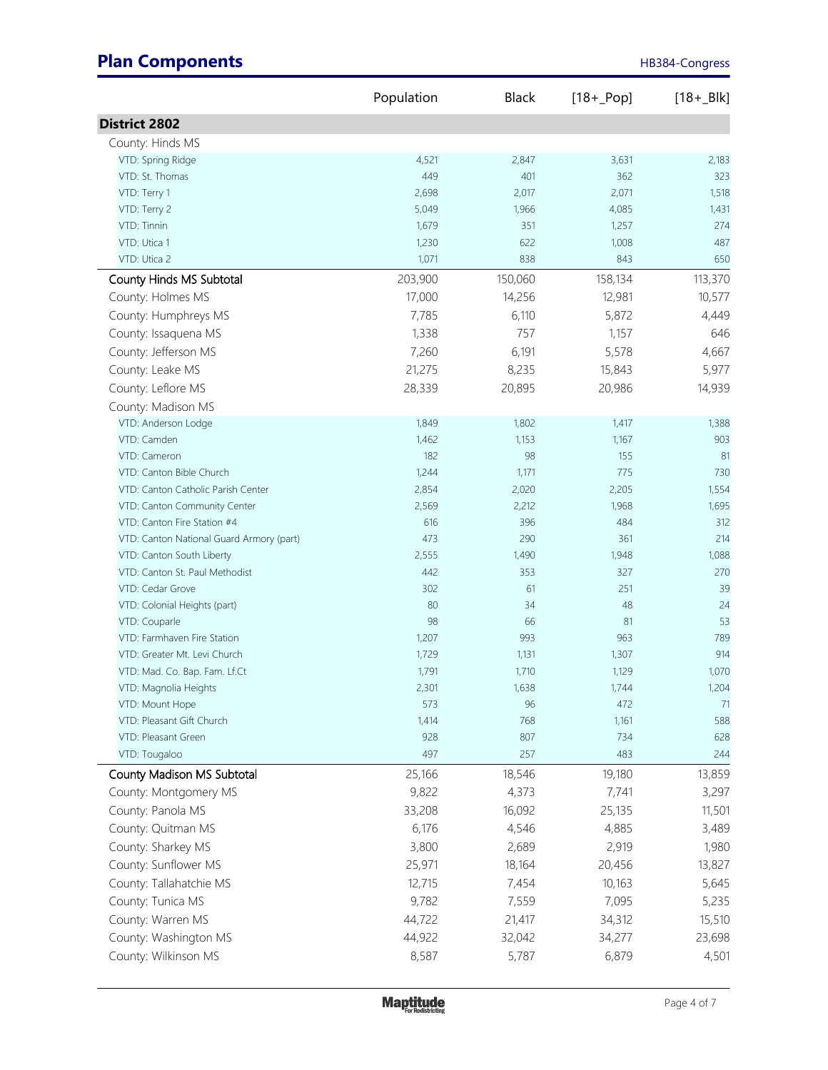## Plan Components

|  | Population | Black | [18+_Pop] | [18+_Blk] |
|---|---|---|---|---|
| **District 2802** | | | | |
| County: Hinds MS | | | | |
| VTD: Spring Ridge | 4,521 | 2,847 | 3,631 | 2,183 |
| VTD: St. Thomas | 449 | 401 | 362 | 323 |
| VTD: Terry 1 | 2,698 | 2,017 | 2,071 | 1,518 |
| VTD: Terry 2 | 5,049 | 1,966 | 4,085 | 1,431 |
| VTD: Tinnin | 1,679 | 351 | 1,257 | 274 |
| VTD: Utica 1 | 1,230 | 622 | 1,008 | 487 |
| VTD: Utica 2 | 1,071 | 838 | 843 | 650 |
| County Hinds MS Subtotal | 203,900 | 150,060 | 158,134 | 113,370 |
| County: Holmes MS | 17,000 | 14,256 | 12,981 | 10,577 |
| County: Humphreys MS | 7,785 | 6,110 | 5,872 | 4,449 |
| County: Issaquena MS | 1,338 | 757 | 1,157 | 646 |
| County: Jefferson MS | 7,260 | 6,191 | 5,578 | 4,667 |
| County: Leake MS | 21,275 | 8,235 | 15,843 | 5,977 |
| County: Leflore MS | 28,339 | 20,895 | 20,986 | 14,939 |
| County: Madison MS | | | | |
| VTD: Anderson Lodge | 1,849 | 1,802 | 1,417 | 1,388 |
| VTD: Camden | 1,462 | 1,153 | 1,167 | 903 |
| VTD: Cameron | 182 | 98 | 155 | 81 |
| VTD: Canton Bible Church | 1,244 | 1,171 | 775 | 730 |
| VTD: Canton Catholic Parish Center | 2,854 | 2,020 | 2,205 | 1,554 |
| VTD: Canton Community Center | 2,569 | 2,212 | 1,968 | 1,695 |
| VTD: Canton Fire Station #4 | 616 | 396 | 484 | 312 |
| VTD: Canton National Guard Armory (part) | 473 | 290 | 361 | 214 |
| VTD: Canton South Liberty | 2,555 | 1,490 | 1,948 | 1,088 |
| VTD: Canton St. Paul Methodist | 442 | 353 | 327 | 270 |
| VTD: Cedar Grove | 302 | 61 | 251 | 39 |
| VTD: Colonial Heights (part) | 80 | 34 | 48 | 24 |
| VTD: Couparle | 98 | 66 | 81 | 53 |
| VTD: Farmhaven Fire Station | 1,207 | 993 | 963 | 789 |
| VTD: Greater Mt. Levi Church | 1,729 | 1,131 | 1,307 | 914 |
| VTD: Mad. Co. Bap. Fam. Lf.Ct | 1,791 | 1,710 | 1,129 | 1,070 |
| VTD: Magnolia Heights | 2,301 | 1,638 | 1,744 | 1,204 |
| VTD: Mount Hope | 573 | 96 | 472 | 71 |
| VTD: Pleasant Gift Church | 1,414 | 768 | 1,161 | 588 |
| VTD: Pleasant Green | 928 | 807 | 734 | 628 |
| VTD: Tougaloo | 497 | 257 | 483 | 244 |
| County Madison MS Subtotal | 25,166 | 18,546 | 19,180 | 13,859 |
| County: Montgomery MS | 9,822 | 4,373 | 7,741 | 3,297 |
| County: Panola MS | 33,208 | 16,092 | 25,135 | 11,501 |
| County: Quitman MS | 6,176 | 4,546 | 4,885 | 3,489 |
| County: Sharkey MS | 3,800 | 2,689 | 2,919 | 1,980 |
| County: Sunflower MS | 25,971 | 18,164 | 20,456 | 13,827 |
| County: Tallahatchie MS | 12,715 | 7,454 | 10,163 | 5,645 |
| County: Tunica MS | 9,782 | 7,559 | 7,095 | 5,235 |
| County: Warren MS | 44,722 | 21,417 | 34,312 | 15,510 |
| County: Washington MS | 44,922 | 32,042 | 34,277 | 23,698 |
| County: Wilkinson MS | 8,587 | 5,787 | 6,879 | 4,501 |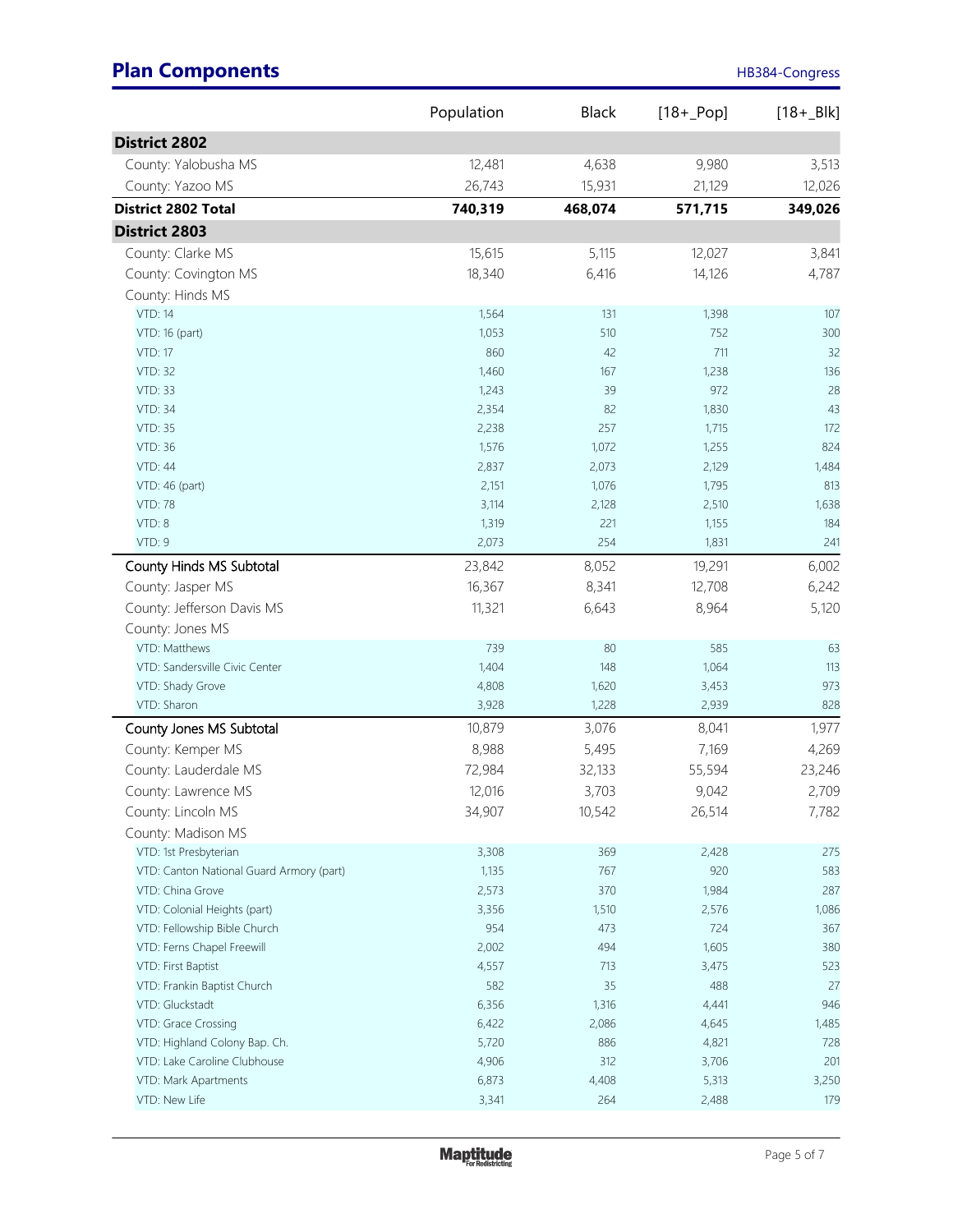## Plan Components

| | Population | Black | [18+_Pop] | [18+_Blk] |
|---|---|---|---|---|
| **District 2802** | | | | |
| County: Yalobusha MS | 12,481 | 4,638 | 9,980 | 3,513 |
| County: Yazoo MS | 26,743 | 15,931 | 21,129 | 12,026 |
| **District 2802 Total** | **740,319** | **468,074** | **571,715** | **349,026** |
| **District 2803** | | | | |
| County: Clarke MS | 15,615 | 5,115 | 12,027 | 3,841 |
| County: Covington MS | 18,340 | 6,416 | 14,126 | 4,787 |
| County: Hinds MS | | | | |
| VTD: 14 | 1,564 | 131 | 1,398 | 107 |
| VTD: 16 (part) | 1,053 | 510 | 752 | 300 |
| VTD: 17 | 860 | 42 | 711 | 32 |
| VTD: 32 | 1,460 | 167 | 1,238 | 136 |
| VTD: 33 | 1,243 | 39 | 972 | 28 |
| VTD: 34 | 2,354 | 82 | 1,830 | 43 |
| VTD: 35 | 2,238 | 257 | 1,715 | 172 |
| VTD: 36 | 1,576 | 1,072 | 1,255 | 824 |
| VTD: 44 | 2,837 | 2,073 | 2,129 | 1,484 |
| VTD: 46 (part) | 2,151 | 1,076 | 1,795 | 813 |
| VTD: 78 | 3,114 | 2,128 | 2,510 | 1,638 |
| VTD: 8 | 1,319 | 221 | 1,155 | 184 |
| VTD: 9 | 2,073 | 254 | 1,831 | 241 |
| County Hinds MS Subtotal | 23,842 | 8,052 | 19,291 | 6,002 |
| County: Jasper MS | 16,367 | 8,341 | 12,708 | 6,242 |
| County: Jefferson Davis MS | 11,321 | 6,643 | 8,964 | 5,120 |
| County: Jones MS | | | | |
| VTD: Matthews | 739 | 80 | 585 | 63 |
| VTD: Sandersville Civic Center | 1,404 | 148 | 1,064 | 113 |
| VTD: Shady Grove | 4,808 | 1,620 | 3,453 | 973 |
| VTD: Sharon | 3,928 | 1,228 | 2,939 | 828 |
| County Jones MS Subtotal | 10,879 | 3,076 | 8,041 | 1,977 |
| County: Kemper MS | 8,988 | 5,495 | 7,169 | 4,269 |
| County: Lauderdale MS | 72,984 | 32,133 | 55,594 | 23,246 |
| County: Lawrence MS | 12,016 | 3,703 | 9,042 | 2,709 |
| County: Lincoln MS | 34,907 | 10,542 | 26,514 | 7,782 |
| County: Madison MS | | | | |
| VTD: 1st Presbyterian | 3,308 | 369 | 2,428 | 275 |
| VTD: Canton National Guard Armory (part) | 1,135 | 767 | 920 | 583 |
| VTD: China Grove | 2,573 | 370 | 1,984 | 287 |
| VTD: Colonial Heights (part) | 3,356 | 1,510 | 2,576 | 1,086 |
| VTD: Fellowship Bible Church | 954 | 473 | 724 | 367 |
| VTD: Ferns Chapel Freewill | 2,002 | 494 | 1,605 | 380 |
| VTD: First Baptist | 4,557 | 713 | 3,475 | 523 |
| VTD: Frankin Baptist Church | 582 | 35 | 488 | 27 |
| VTD: Gluckstadt | 6,356 | 1,316 | 4,441 | 946 |
| VTD: Grace Crossing | 6,422 | 2,086 | 4,645 | 1,485 |
| VTD: Highland Colony Bap. Ch. | 5,720 | 886 | 4,821 | 728 |
| VTD: Lake Caroline Clubhouse | 4,906 | 312 | 3,706 | 201 |
| VTD: Mark Apartments | 6,873 | 4,408 | 5,313 | 3,250 |
| VTD: New Life | 3,341 | 264 | 2,488 | 179 |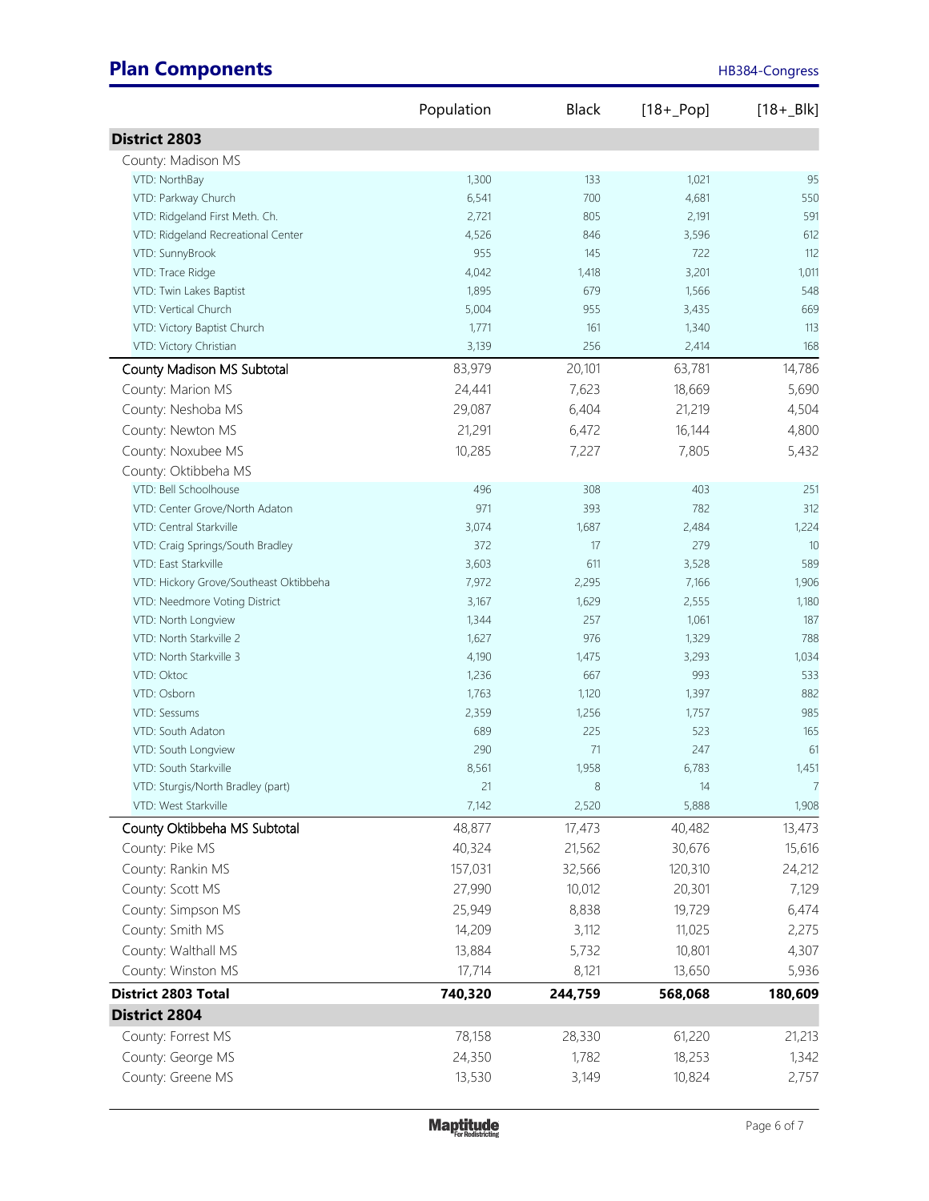## Plan Components

| | Population | Black | [18+_Pop] | [18+_Blk] |
|---|---|---|---|---|
| **District 2803** | | | | |
| County: Madison MS | | | | |
| VTD: NorthBay | 1,300 | 133 | 1,021 | 95 |
| VTD: Parkway Church | 6,541 | 700 | 4,681 | 550 |
| VTD: Ridgeland First Meth. Ch. | 2,721 | 805 | 2,191 | 591 |
| VTD: Ridgeland Recreational Center | 4,526 | 846 | 3,596 | 612 |
| VTD: SunnyBrook | 955 | 145 | 722 | 112 |
| VTD: Trace Ridge | 4,042 | 1,418 | 3,201 | 1,011 |
| VTD: Twin Lakes Baptist | 1,895 | 679 | 1,566 | 548 |
| VTD: Vertical Church | 5,004 | 955 | 3,435 | 669 |
| VTD: Victory Baptist Church | 1,771 | 161 | 1,340 | 113 |
| VTD: Victory Christian | 3,139 | 256 | 2,414 | 168 |
| County Madison MS Subtotal | 83,979 | 20,101 | 63,781 | 14,786 |
| County: Marion MS | 24,441 | 7,623 | 18,669 | 5,690 |
| County: Neshoba MS | 29,087 | 6,404 | 21,219 | 4,504 |
| County: Newton MS | 21,291 | 6,472 | 16,144 | 4,800 |
| County: Noxubee MS | 10,285 | 7,227 | 7,805 | 5,432 |
| County: Oktibbeha MS | | | | |
| VTD: Bell Schoolhouse | 496 | 308 | 403 | 251 |
| VTD: Center Grove/North Adaton | 971 | 393 | 782 | 312 |
| VTD: Central Starkville | 3,074 | 1,687 | 2,484 | 1,224 |
| VTD: Craig Springs/South Bradley | 372 | 17 | 279 | 10 |
| VTD: East Starkville | 3,603 | 611 | 3,528 | 589 |
| VTD: Hickory Grove/Southeast Oktibbeha | 7,972 | 2,295 | 7,166 | 1,906 |
| VTD: Needmore Voting District | 3,167 | 1,629 | 2,555 | 1,180 |
| VTD: North Longview | 1,344 | 257 | 1,061 | 187 |
| VTD: North Starkville 2 | 1,627 | 976 | 1,329 | 788 |
| VTD: North Starkville 3 | 4,190 | 1,475 | 3,293 | 1,034 |
| VTD: Oktoc | 1,236 | 667 | 993 | 533 |
| VTD: Osborn | 1,763 | 1,120 | 1,397 | 882 |
| VTD: Sessums | 2,359 | 1,256 | 1,757 | 985 |
| VTD: South Adaton | 689 | 225 | 523 | 165 |
| VTD: South Longview | 290 | 71 | 247 | 61 |
| VTD: South Starkville | 8,561 | 1,958 | 6,783 | 1,451 |
| VTD: Sturgis/North Bradley (part) | 21 | 8 | 14 | 7 |
| VTD: West Starkville | 7,142 | 2,520 | 5,888 | 1,908 |
| County Oktibbeha MS Subtotal | 48,877 | 17,473 | 40,482 | 13,473 |
| County: Pike MS | 40,324 | 21,562 | 30,676 | 15,616 |
| County: Rankin MS | 157,031 | 32,566 | 120,310 | 24,212 |
| County: Scott MS | 27,990 | 10,012 | 20,301 | 7,129 |
| County: Simpson MS | 25,949 | 8,838 | 19,729 | 6,474 |
| County: Smith MS | 14,209 | 3,112 | 11,025 | 2,275 |
| County: Walthall MS | 13,884 | 5,732 | 10,801 | 4,307 |
| County: Winston MS | 17,714 | 8,121 | 13,650 | 5,936 |
| **District 2803 Total** | **740,320** | **244,759** | **568,068** | **180,609** |
| **District 2804** | | | | |
| County: Forrest MS | 78,158 | 28,330 | 61,220 | 21,213 |
| County: George MS | 24,350 | 1,782 | 18,253 | 1,342 |
| County: Greene MS | 13,530 | 3,149 | 10,824 | 2,757 |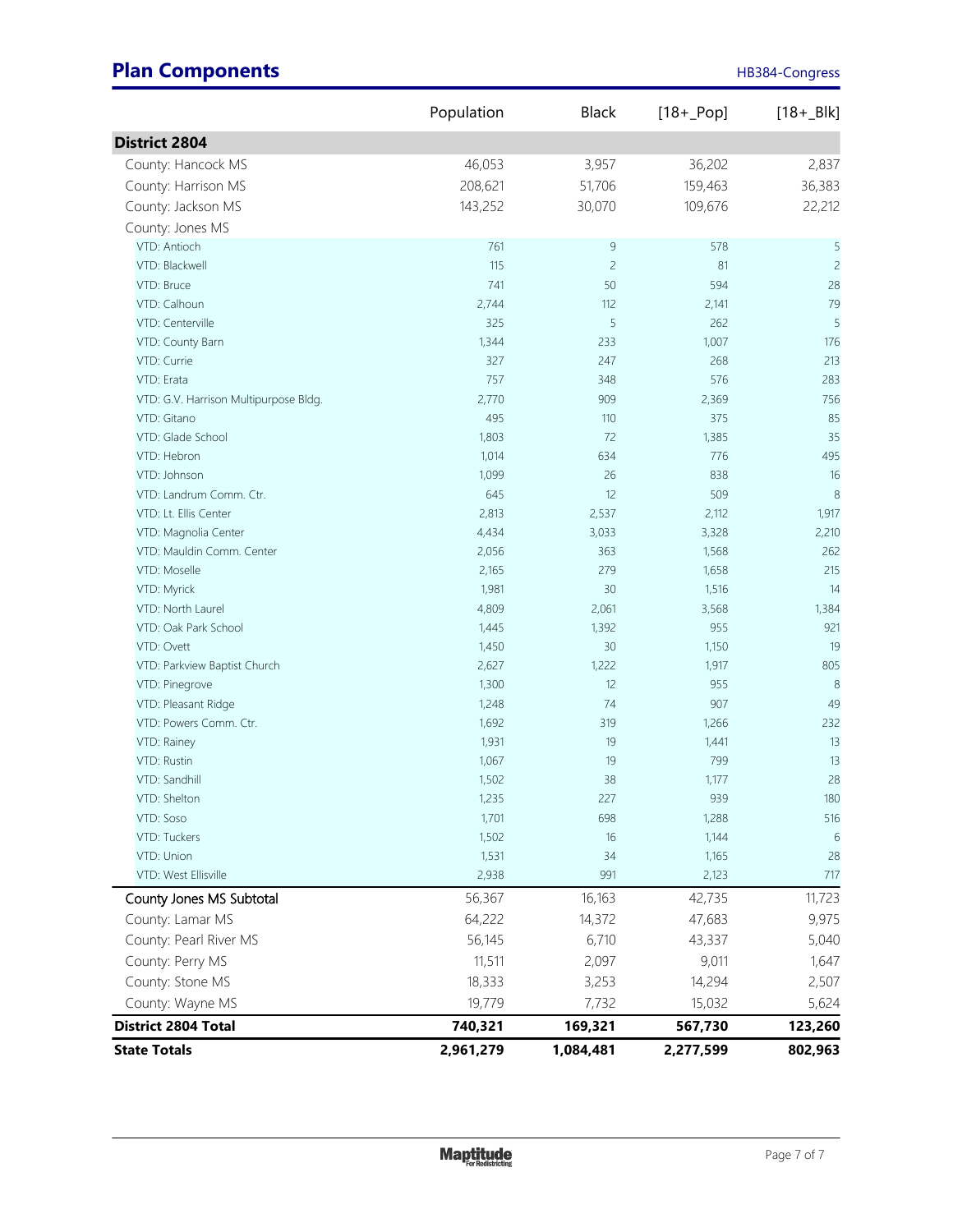## Plan Components

| | Population | Black | [18+_Pop] | [18+_Blk] |
|---|---|---|---|---|
| **District 2804** | | | | |
| County: Hancock MS | 46,053 | 3,957 | 36,202 | 2,837 |
| County: Harrison MS | 208,621 | 51,706 | 159,463 | 36,383 |
| County: Jackson MS | 143,252 | 30,070 | 109,676 | 22,212 |
| County: Jones MS | | | | |
| VTD: Antioch | 761 | 9 | 578 | 5 |
| VTD: Blackwell | 115 | 2 | 81 | 2 |
| VTD: Bruce | 741 | 50 | 594 | 28 |
| VTD: Calhoun | 2,744 | 112 | 2,141 | 79 |
| VTD: Centerville | 325 | 5 | 262 | 5 |
| VTD: County Barn | 1,344 | 233 | 1,007 | 176 |
| VTD: Currie | 327 | 247 | 268 | 213 |
| VTD: Erata | 757 | 348 | 576 | 283 |
| VTD: G.V. Harrison Multipurpose Bldg. | 2,770 | 909 | 2,369 | 756 |
| VTD: Gitano | 495 | 110 | 375 | 85 |
| VTD: Glade School | 1,803 | 72 | 1,385 | 35 |
| VTD: Hebron | 1,014 | 634 | 776 | 495 |
| VTD: Johnson | 1,099 | 26 | 838 | 16 |
| VTD: Landrum Comm. Ctr. | 645 | 12 | 509 | 8 |
| VTD: Lt. Ellis Center | 2,813 | 2,537 | 2,112 | 1,917 |
| VTD: Magnolia Center | 4,434 | 3,033 | 3,328 | 2,210 |
| VTD: Mauldin Comm. Center | 2,056 | 363 | 1,568 | 262 |
| VTD: Moselle | 2,165 | 279 | 1,658 | 215 |
| VTD: Myrick | 1,981 | 30 | 1,516 | 14 |
| VTD: North Laurel | 4,809 | 2,061 | 3,568 | 1,384 |
| VTD: Oak Park School | 1,445 | 1,392 | 955 | 921 |
| VTD: Ovett | 1,450 | 30 | 1,150 | 19 |
| VTD: Parkview Baptist Church | 2,627 | 1,222 | 1,917 | 805 |
| VTD: Pinegrove | 1,300 | 12 | 955 | 8 |
| VTD: Pleasant Ridge | 1,248 | 74 | 907 | 49 |
| VTD: Powers Comm. Ctr. | 1,692 | 319 | 1,266 | 232 |
| VTD: Rainey | 1,931 | 19 | 1,441 | 13 |
| VTD: Rustin | 1,067 | 19 | 799 | 13 |
| VTD: Sandhill | 1,502 | 38 | 1,177 | 28 |
| VTD: Shelton | 1,235 | 227 | 939 | 180 |
| VTD: Soso | 1,701 | 698 | 1,288 | 516 |
| VTD: Tuckers | 1,502 | 16 | 1,144 | 6 |
| VTD: Union | 1,531 | 34 | 1,165 | 28 |
| VTD: West Ellisville | 2,938 | 991 | 2,123 | 717 |
| County Jones MS Subtotal | 56,367 | 16,163 | 42,735 | 11,723 |
| County: Lamar MS | 64,222 | 14,372 | 47,683 | 9,975 |
| County: Pearl River MS | 56,145 | 6,710 | 43,337 | 5,040 |
| County: Perry MS | 11,511 | 2,097 | 9,011 | 1,647 |
| County: Stone MS | 18,333 | 3,253 | 14,294 | 2,507 |
| County: Wayne MS | 19,779 | 7,732 | 15,032 | 5,624 |
| **District 2804 Total** | **740,321** | **169,321** | **567,730** | **123,260** |
| **State Totals** | **2,961,279** | **1,084,481** | **2,277,599** | **802,963** |